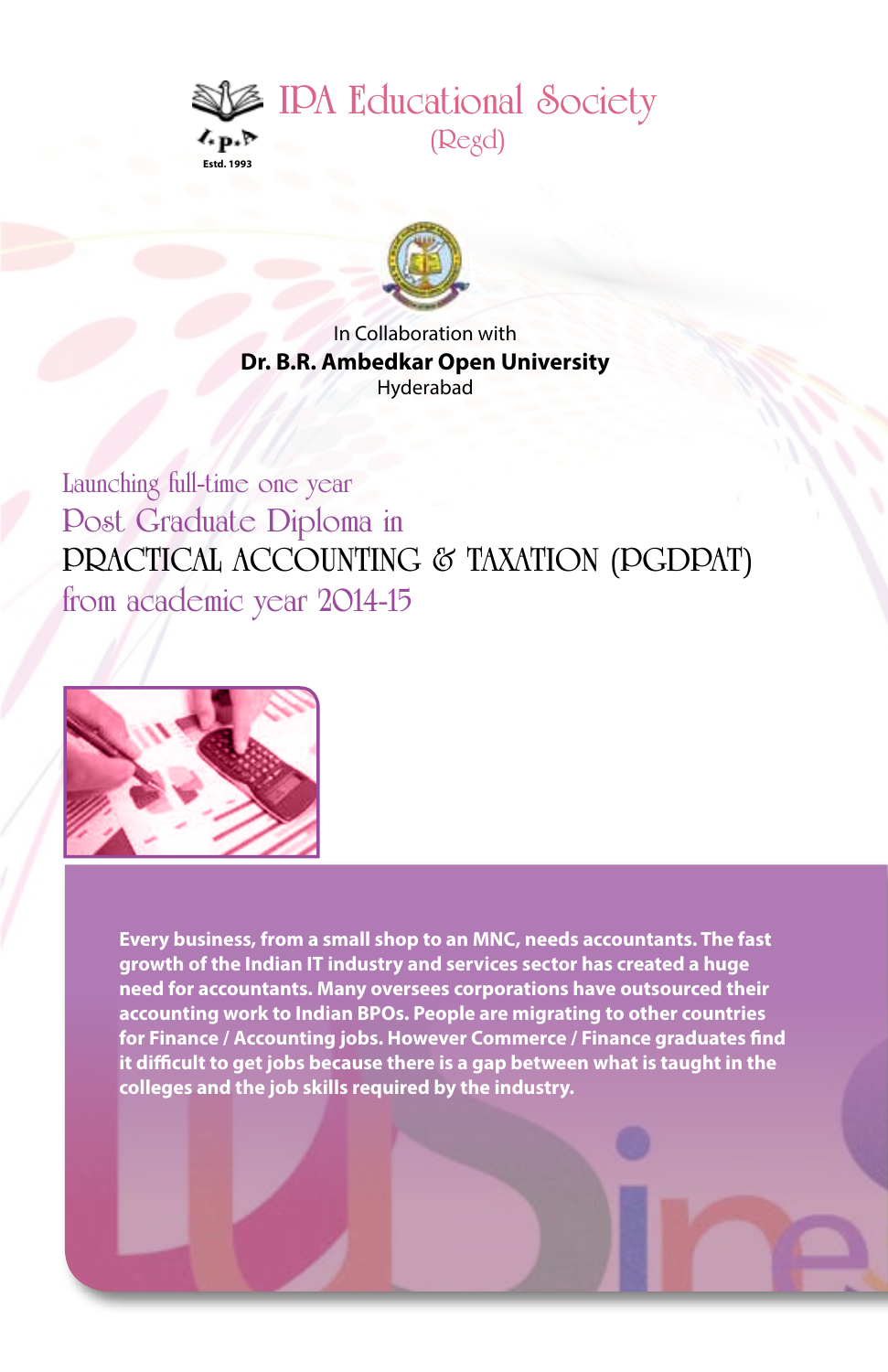# IPA Educational Society
(Regd)

Estd. 1993

In Collaboration with
**Dr. B.R. Ambedkar Open University**
Hyderabad

## Launching full-time one year Post Graduate Diploma in PRACTICAL ACCOUNTING & TAXATION (PGDPAT) from academic year 2014-15

**Every business, from a small shop to an MNC, needs accountants. The fast growth of the Indian IT industry and services sector has created a huge need for accountants. Many oversees corporations have outsourced their accounting work to Indian BPOs. People are migrating to other countries for Finance / Accounting jobs. However Commerce / Finance graduates find it difficult to get jobs because there is a gap between what is taught in the colleges and the job skills required by the industry.**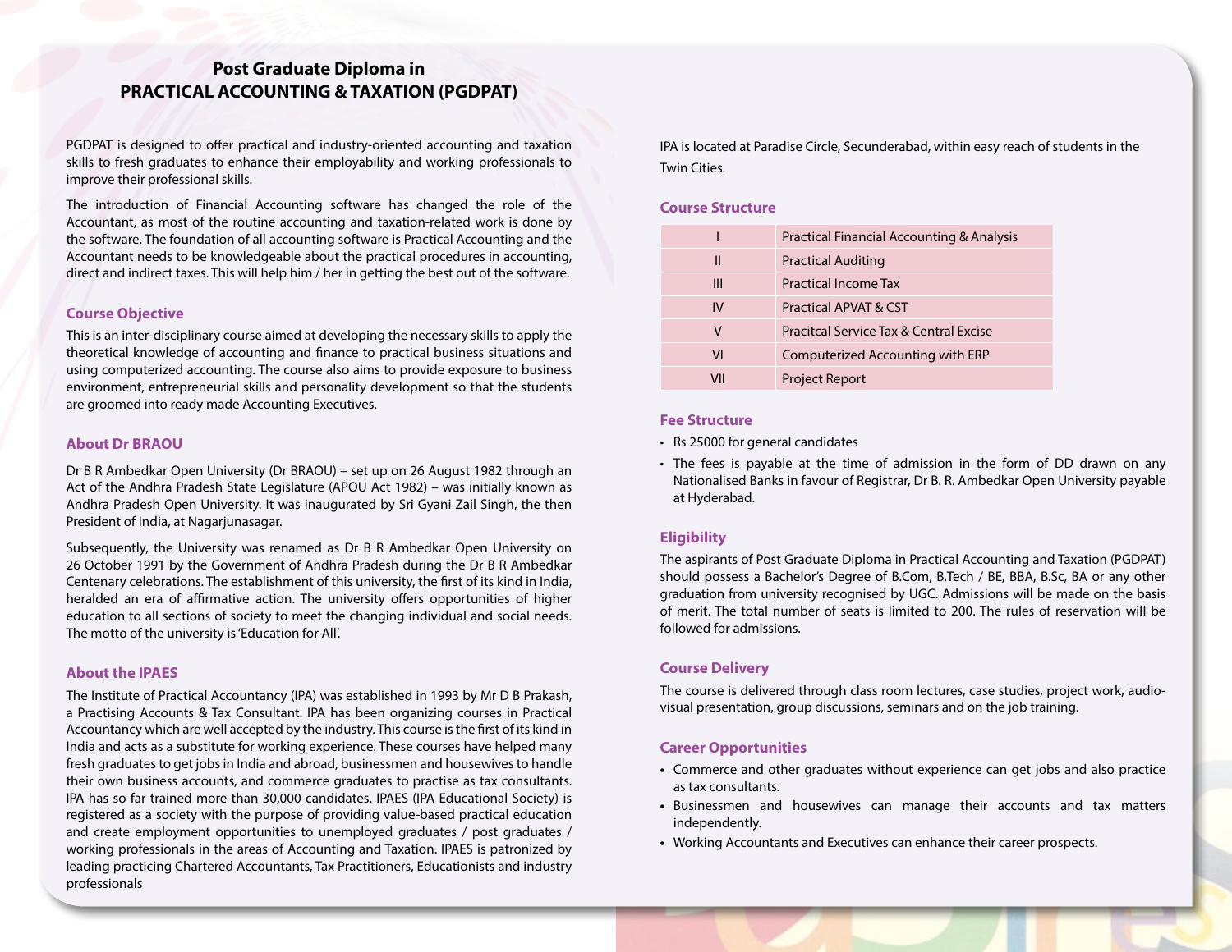# Post Graduate Diploma in PRACTICAL ACCOUNTING & TAXATION (PGDPAT)

PGDPAT is designed to offer practical and industry-oriented accounting and taxation skills to fresh graduates to enhance their employability and working professionals to improve their professional skills.

The introduction of Financial Accounting software has changed the role of the Accountant, as most of the routine accounting and taxation-related work is done by the software. The foundation of all accounting software is Practical Accounting and the Accountant needs to be knowledgeable about the practical procedures in accounting, direct and indirect taxes. This will help him / her in getting the best out of the software.

## Course Objective

This is an inter-disciplinary course aimed at developing the necessary skills to apply the theoretical knowledge of accounting and finance to practical business situations and using computerized accounting. The course also aims to provide exposure to business environment, entrepreneurial skills and personality development so that the students are groomed into ready made Accounting Executives.

## About Dr BRAOU

Dr B R Ambedkar Open University (Dr BRAOU) – set up on 26 August 1982 through an Act of the Andhra Pradesh State Legislature (APOU Act 1982) – was initially known as Andhra Pradesh Open University. It was inaugurated by Sri Gyani Zail Singh, the then President of India, at Nagarjunasagar.

Subsequently, the University was renamed as Dr B R Ambedkar Open University on 26 October 1991 by the Government of Andhra Pradesh during the Dr B R Ambedkar Centenary celebrations. The establishment of this university, the first of its kind in India, heralded an era of affirmative action. The university offers opportunities of higher education to all sections of society to meet the changing individual and social needs. The motto of the university is 'Education for All'.

## About the IPAES

The Institute of Practical Accountancy (IPA) was established in 1993 by Mr D B Prakash, a Practising Accounts & Tax Consultant. IPA has been organizing courses in Practical Accountancy which are well accepted by the industry. This course is the first of its kind in India and acts as a substitute for working experience. These courses have helped many fresh graduates to get jobs in India and abroad, businessmen and housewives to handle their own business accounts, and commerce graduates to practise as tax consultants. IPA has so far trained more than 30,000 candidates. IPAES (IPA Educational Society) is registered as a society with the purpose of providing value-based practical education and create employment opportunities to unemployed graduates / post graduates / working professionals in the areas of Accounting and Taxation. IPAES is patronized by leading practicing Chartered Accountants, Tax Practitioners, Educationists and industry professionals

IPA is located at Paradise Circle, Secunderabad, within easy reach of students in the Twin Cities.

## Course Structure

| | |
|---|---|
| I | Practical Financial Accounting & Analysis |
| II | Practical Auditing |
| III | Practical Income Tax |
| IV | Practical APVAT & CST |
| V | Pracitcal Service Tax & Central Excise |
| VI | Computerized Accounting with ERP |
| VII | Project Report |

## Fee Structure

- Rs 25000 for general candidates
- The fees is payable at the time of admission in the form of DD drawn on any Nationalised Banks in favour of Registrar, Dr B. R. Ambedkar Open University payable at Hyderabad.

## Eligibility

The aspirants of Post Graduate Diploma in Practical Accounting and Taxation (PGDPAT) should possess a Bachelor's Degree of B.Com, B.Tech / BE, BBA, B.Sc, BA or any other graduation from university recognised by UGC. Admissions will be made on the basis of merit. The total number of seats is limited to 200. The rules of reservation will be followed for admissions.

## Course Delivery

The course is delivered through class room lectures, case studies, project work, audio-visual presentation, group discussions, seminars and on the job training.

## Career Opportunities

- Commerce and other graduates without experience can get jobs and also practice as tax consultants.
- Businessmen and housewives can manage their accounts and tax matters independently.
- Working Accountants and Executives can enhance their career prospects.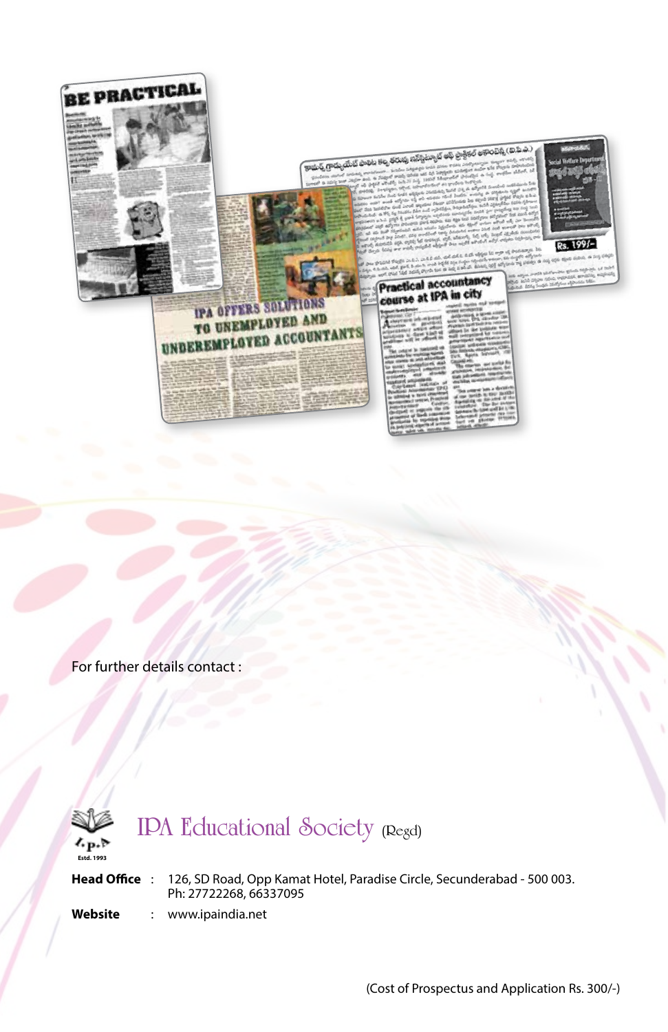For further details contact :

## IPA Educational Society (Regd)

Estd. 1993

**Head Office** : 126, SD Road, Opp Kamat Hotel, Paradise Circle, Secunderabad - 500 003.
Ph: 27722268, 66337095

**Website** : www.ipaindia.net

(Cost of Prospectus and Application Rs. 300/-)